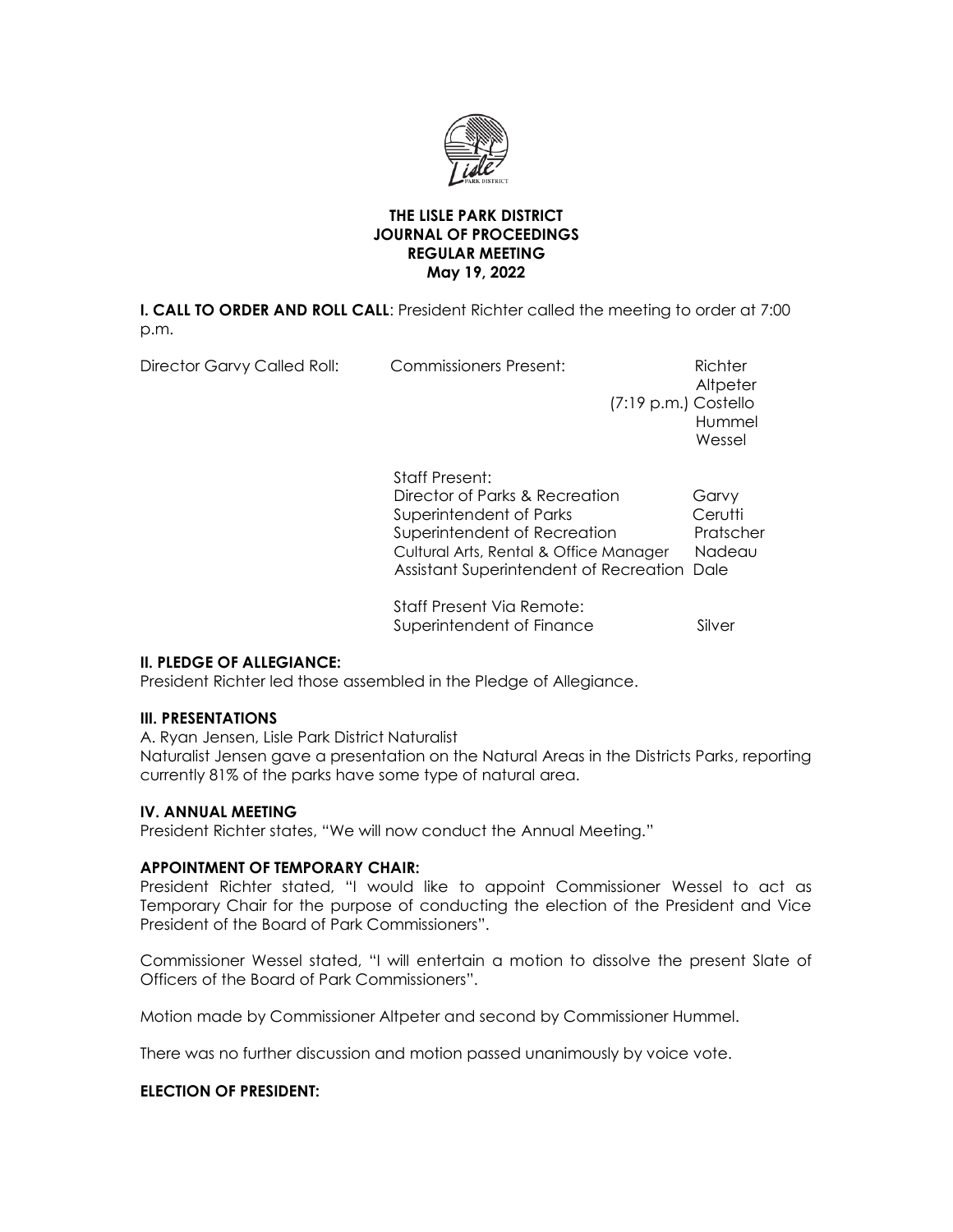# THE LISLE PARK DISTRICT
## JOURNAL OF PROCEEDINGS
## REGULAR MEETING
## May 19, 2022

**I. CALL TO ORDER AND ROLL CALL**: President Richter called the meeting to order at 7:00 p.m.

Director Garvy Called Roll: Commissioners Present:

Richter
Altpeter
(7:19 p.m.) Costello
Hummel
Wessel

Staff Present:

| | |
|---|---|
| Director of Parks & Recreation | Garvy |
| Superintendent of Parks | Cerutti |
| Superintendent of Recreation | Pratscher |
| Cultural Arts, Rental & Office Manager | Nadeau |
| Assistant Superintendent of Recreation | Dale |

Staff Present Via Remote:

| | |
|---|---|
| Superintendent of Finance | Silver |

**II. PLEDGE OF ALLEGIANCE:**

President Richter led those assembled in the Pledge of Allegiance.

**III. PRESENTATIONS**

A. Ryan Jensen, Lisle Park District Naturalist

Naturalist Jensen gave a presentation on the Natural Areas in the Districts Parks, reporting currently 81% of the parks have some type of natural area.

**IV. ANNUAL MEETING**

President Richter states, "We will now conduct the Annual Meeting."

**APPOINTMENT OF TEMPORARY CHAIR:**

President Richter stated, "I would like to appoint Commissioner Wessel to act as Temporary Chair for the purpose of conducting the election of the President and Vice President of the Board of Park Commissioners".

Commissioner Wessel stated, "I will entertain a motion to dissolve the present Slate of Officers of the Board of Park Commissioners".

Motion made by Commissioner Altpeter and second by Commissioner Hummel.

There was no further discussion and motion passed unanimously by voice vote.

**ELECTION OF PRESIDENT:**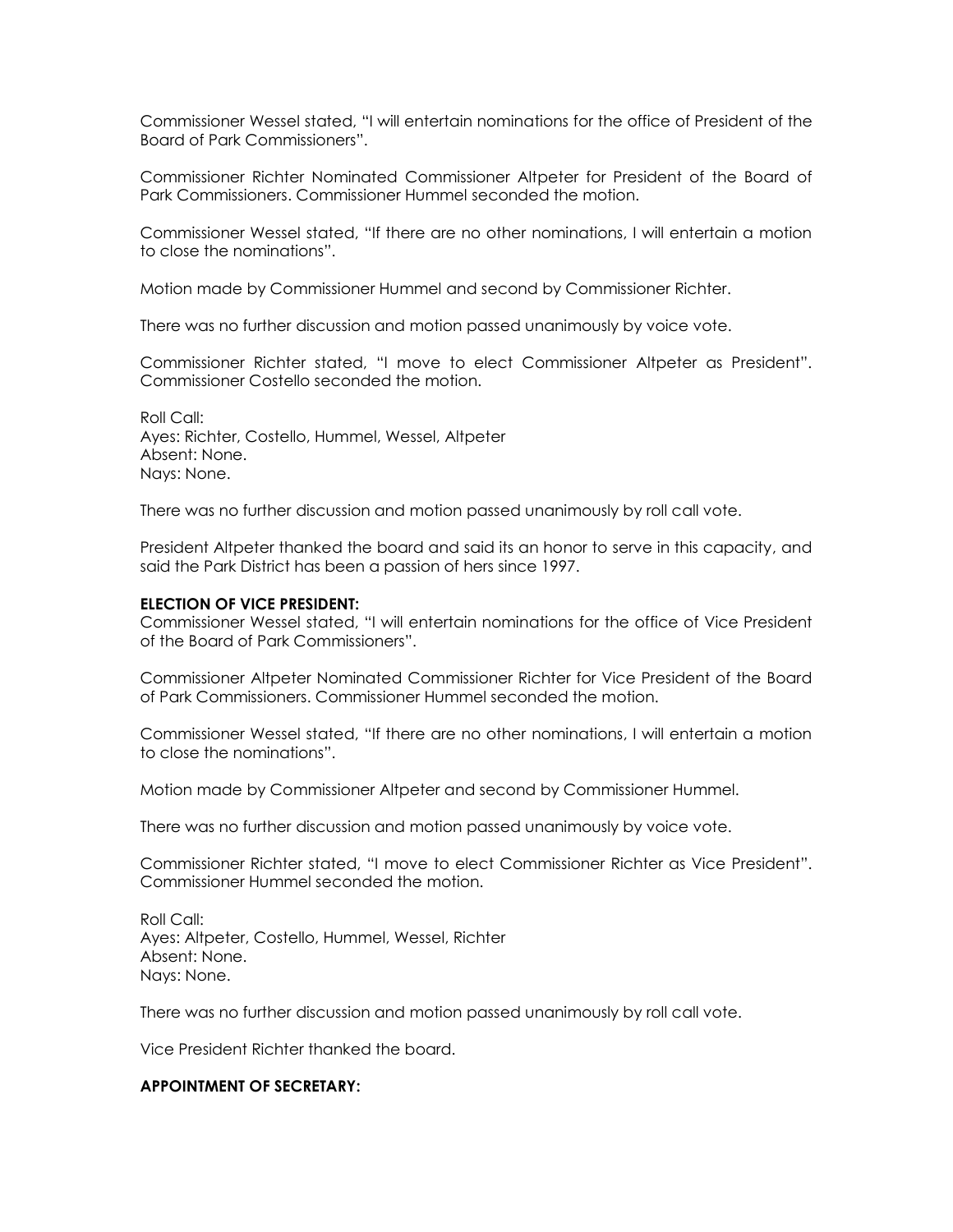Commissioner Wessel stated, “I will entertain nominations for the office of President of the Board of Park Commissioners”.

Commissioner Richter Nominated Commissioner Altpeter for President of the Board of Park Commissioners. Commissioner Hummel seconded the motion.

Commissioner Wessel stated, “If there are no other nominations, I will entertain a motion to close the nominations”.

Motion made by Commissioner Hummel and second by Commissioner Richter.

There was no further discussion and motion passed unanimously by voice vote.

Commissioner Richter stated, “I move to elect Commissioner Altpeter as President”. Commissioner Costello seconded the motion.

Roll Call:
Ayes: Richter, Costello, Hummel, Wessel, Altpeter
Absent: None.
Nays: None.

There was no further discussion and motion passed unanimously by roll call vote.

President Altpeter thanked the board and said its an honor to serve in this capacity, and said the Park District has been a passion of hers since 1997.

**ELECTION OF VICE PRESIDENT:**
Commissioner Wessel stated, “I will entertain nominations for the office of Vice President of the Board of Park Commissioners”.

Commissioner Altpeter Nominated Commissioner Richter for Vice President of the Board of Park Commissioners. Commissioner Hummel seconded the motion.

Commissioner Wessel stated, “If there are no other nominations, I will entertain a motion to close the nominations”.

Motion made by Commissioner Altpeter and second by Commissioner Hummel.

There was no further discussion and motion passed unanimously by voice vote.

Commissioner Richter stated, “I move to elect Commissioner Richter as Vice President”. Commissioner Hummel seconded the motion.

Roll Call:
Ayes: Altpeter, Costello, Hummel, Wessel, Richter
Absent: None.
Nays: None.

There was no further discussion and motion passed unanimously by roll call vote.

Vice President Richter thanked the board.

**APPOINTMENT OF SECRETARY:**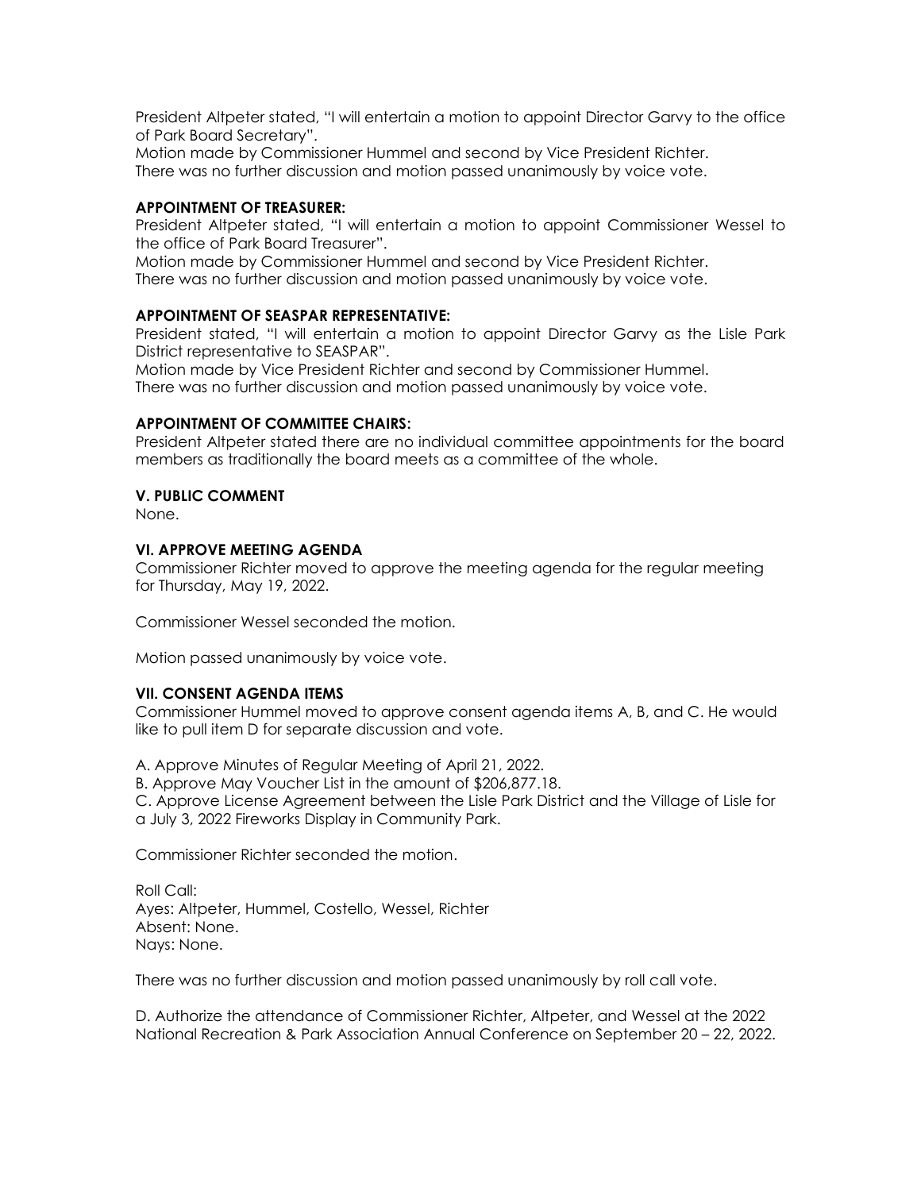President Altpeter stated, "I will entertain a motion to appoint Director Garvy to the office of Park Board Secretary".
Motion made by Commissioner Hummel and second by Vice President Richter.
There was no further discussion and motion passed unanimously by voice vote.

**APPOINTMENT OF TREASURER:**
President Altpeter stated, "I will entertain a motion to appoint Commissioner Wessel to the office of Park Board Treasurer".
Motion made by Commissioner Hummel and second by Vice President Richter.
There was no further discussion and motion passed unanimously by voice vote.

**APPOINTMENT OF SEASPAR REPRESENTATIVE:**
President stated, "I will entertain a motion to appoint Director Garvy as the Lisle Park District representative to SEASPAR".
Motion made by Vice President Richter and second by Commissioner Hummel.
There was no further discussion and motion passed unanimously by voice vote.

**APPOINTMENT OF COMMITTEE CHAIRS:**
President Altpeter stated there are no individual committee appointments for the board members as traditionally the board meets as a committee of the whole.

**V. PUBLIC COMMENT**
None.

**VI. APPROVE MEETING AGENDA**
Commissioner Richter moved to approve the meeting agenda for the regular meeting for Thursday, May 19, 2022.

Commissioner Wessel seconded the motion.

Motion passed unanimously by voice vote.

**VII. CONSENT AGENDA ITEMS**
Commissioner Hummel moved to approve consent agenda items A, B, and C. He would like to pull item D for separate discussion and vote.

A. Approve Minutes of Regular Meeting of April 21, 2022.
B. Approve May Voucher List in the amount of $206,877.18.
C. Approve License Agreement between the Lisle Park District and the Village of Lisle for a July 3, 2022 Fireworks Display in Community Park.

Commissioner Richter seconded the motion.

Roll Call:
Ayes: Altpeter, Hummel, Costello, Wessel, Richter
Absent: None.
Nays: None.

There was no further discussion and motion passed unanimously by roll call vote.

D. Authorize the attendance of Commissioner Richter, Altpeter, and Wessel at the 2022 National Recreation & Park Association Annual Conference on September 20 – 22, 2022.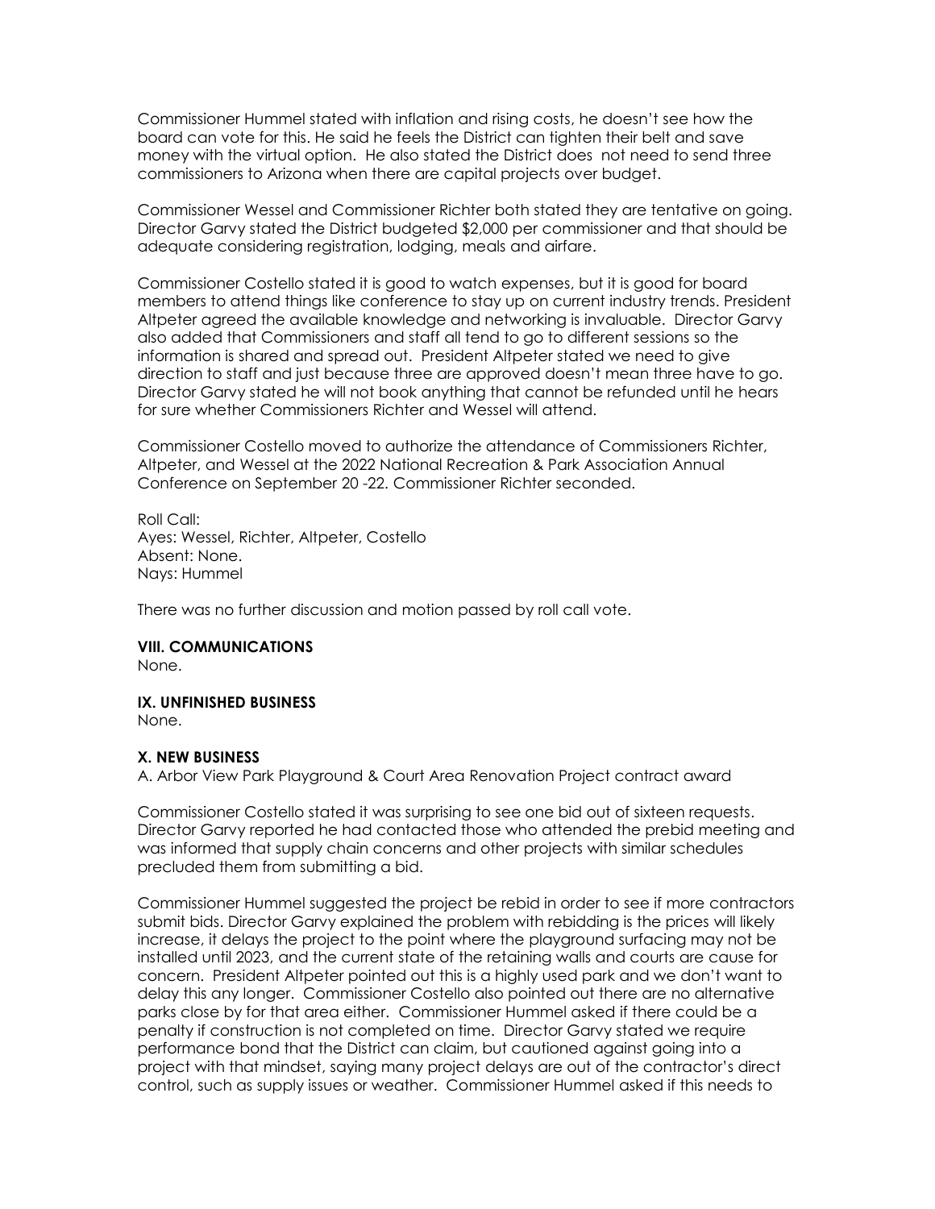Commissioner Hummel stated with inflation and rising costs, he doesn't see how the board can vote for this. He said he feels the District can tighten their belt and save money with the virtual option. He also stated the District does not need to send three commissioners to Arizona when there are capital projects over budget.

Commissioner Wessel and Commissioner Richter both stated they are tentative on going. Director Garvy stated the District budgeted $2,000 per commissioner and that should be adequate considering registration, lodging, meals and airfare.

Commissioner Costello stated it is good to watch expenses, but it is good for board members to attend things like conference to stay up on current industry trends. President Altpeter agreed the available knowledge and networking is invaluable. Director Garvy also added that Commissioners and staff all tend to go to different sessions so the information is shared and spread out. President Altpeter stated we need to give direction to staff and just because three are approved doesn't mean three have to go. Director Garvy stated he will not book anything that cannot be refunded until he hears for sure whether Commissioners Richter and Wessel will attend.

Commissioner Costello moved to authorize the attendance of Commissioners Richter, Altpeter, and Wessel at the 2022 National Recreation & Park Association Annual Conference on September 20 -22. Commissioner Richter seconded.

Roll Call:
Ayes: Wessel, Richter, Altpeter, Costello
Absent: None.
Nays: Hummel

There was no further discussion and motion passed by roll call vote.

**VIII. COMMUNICATIONS**
None.

**IX. UNFINISHED BUSINESS**
None.

**X. NEW BUSINESS**
A. Arbor View Park Playground & Court Area Renovation Project contract award

Commissioner Costello stated it was surprising to see one bid out of sixteen requests. Director Garvy reported he had contacted those who attended the prebid meeting and was informed that supply chain concerns and other projects with similar schedules precluded them from submitting a bid.

Commissioner Hummel suggested the project be rebid in order to see if more contractors submit bids. Director Garvy explained the problem with rebidding is the prices will likely increase, it delays the project to the point where the playground surfacing may not be installed until 2023, and the current state of the retaining walls and courts are cause for concern. President Altpeter pointed out this is a highly used park and we don't want to delay this any longer. Commissioner Costello also pointed out there are no alternative parks close by for that area either. Commissioner Hummel asked if there could be a penalty if construction is not completed on time. Director Garvy stated we require performance bond that the District can claim, but cautioned against going into a project with that mindset, saying many project delays are out of the contractor's direct control, such as supply issues or weather. Commissioner Hummel asked if this needs to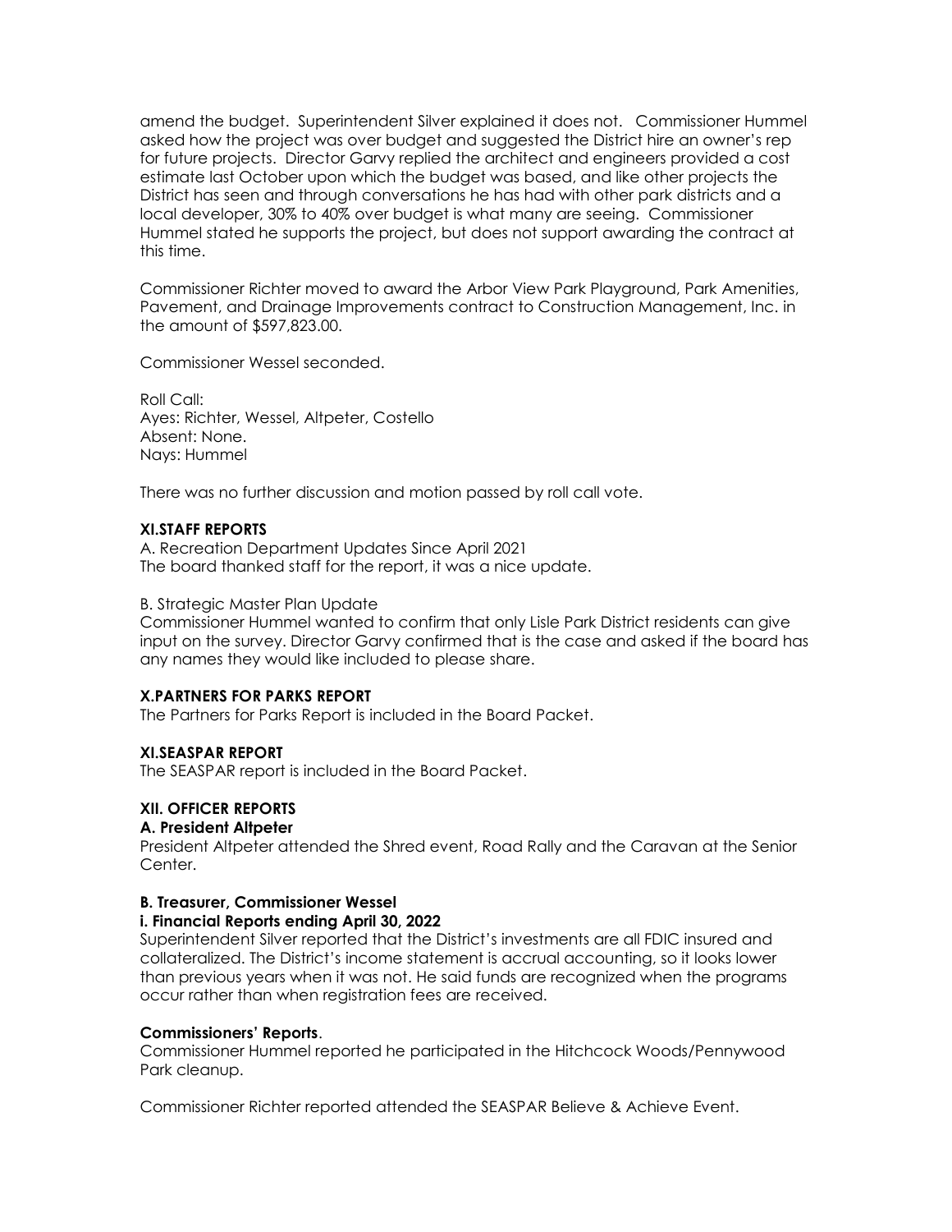amend the budget. Superintendent Silver explained it does not. Commissioner Hummel asked how the project was over budget and suggested the District hire an owner's rep for future projects. Director Garvy replied the architect and engineers provided a cost estimate last October upon which the budget was based, and like other projects the District has seen and through conversations he has had with other park districts and a local developer, 30% to 40% over budget is what many are seeing. Commissioner Hummel stated he supports the project, but does not support awarding the contract at this time.

Commissioner Richter moved to award the Arbor View Park Playground, Park Amenities, Pavement, and Drainage Improvements contract to Construction Management, Inc. in the amount of $597,823.00.

Commissioner Wessel seconded.

Roll Call:
Ayes: Richter, Wessel, Altpeter, Costello
Absent: None.
Nays: Hummel

There was no further discussion and motion passed by roll call vote.

**XI.STAFF REPORTS**

A. Recreation Department Updates Since April 2021
The board thanked staff for the report, it was a nice update.

B. Strategic Master Plan Update
Commissioner Hummel wanted to confirm that only Lisle Park District residents can give input on the survey. Director Garvy confirmed that is the case and asked if the board has any names they would like included to please share.

**X.PARTNERS FOR PARKS REPORT**

The Partners for Parks Report is included in the Board Packet.

**XI.SEASPAR REPORT**

The SEASPAR report is included in the Board Packet.

**XII. OFFICER REPORTS**

**A. President Altpeter**

President Altpeter attended the Shred event, Road Rally and the Caravan at the Senior Center.

**B. Treasurer, Commissioner Wessel**

**i. Financial Reports ending April 30, 2022**

Superintendent Silver reported that the District's investments are all FDIC insured and collateralized. The District's income statement is accrual accounting, so it looks lower than previous years when it was not. He said funds are recognized when the programs occur rather than when registration fees are received.

**Commissioners' Reports**.

Commissioner Hummel reported he participated in the Hitchcock Woods/Pennywood Park cleanup.

Commissioner Richter reported attended the SEASPAR Believe & Achieve Event.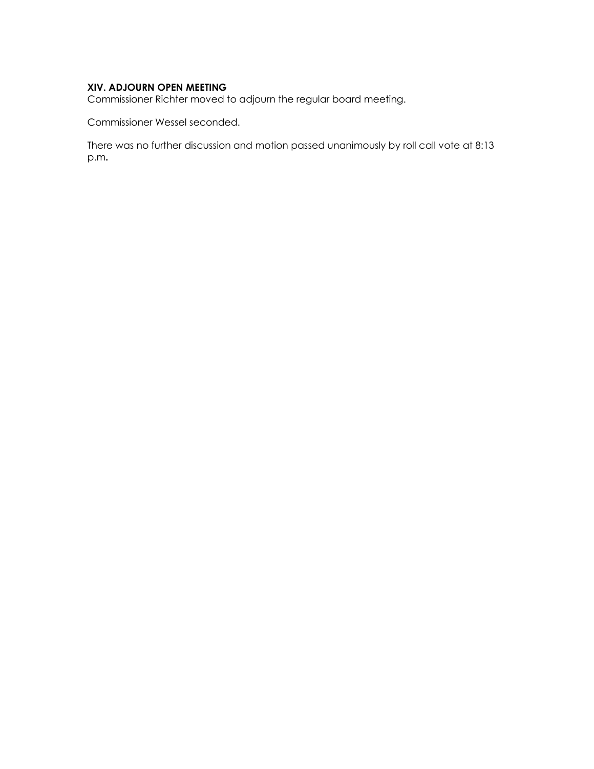### XIV. ADJOURN OPEN MEETING

Commissioner Richter moved to adjourn the regular board meeting.

Commissioner Wessel seconded.

There was no further discussion and motion passed unanimously by roll call vote at 8:13 p.m.